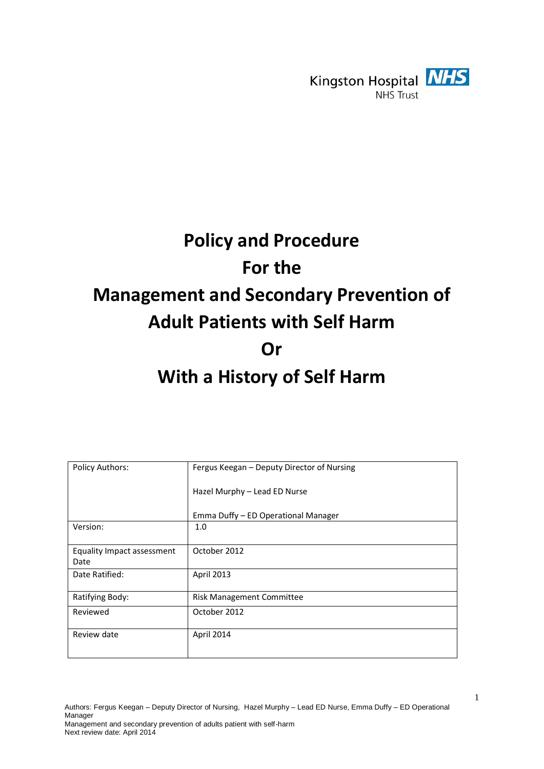Kingston Hospital NHS Trust

# Policy and Procedure For the Management and Secondary Prevention of Adult Patients with Self Harm Or With a History of Self Harm

| Policy Authors: | Fergus Keegan – Deputy Director of Nursing<br><br>Hazel Murphy – Lead ED Nurse<br><br>Emma Duffy – ED Operational Manager |
|---|---|
| Version: | 1.0 |
| Equality Impact assessment Date | October 2012 |
| Date Ratified: | April 2013 |
| Ratifying Body: | Risk Management Committee |
| Reviewed | October 2012 |
| Review date | April 2014 |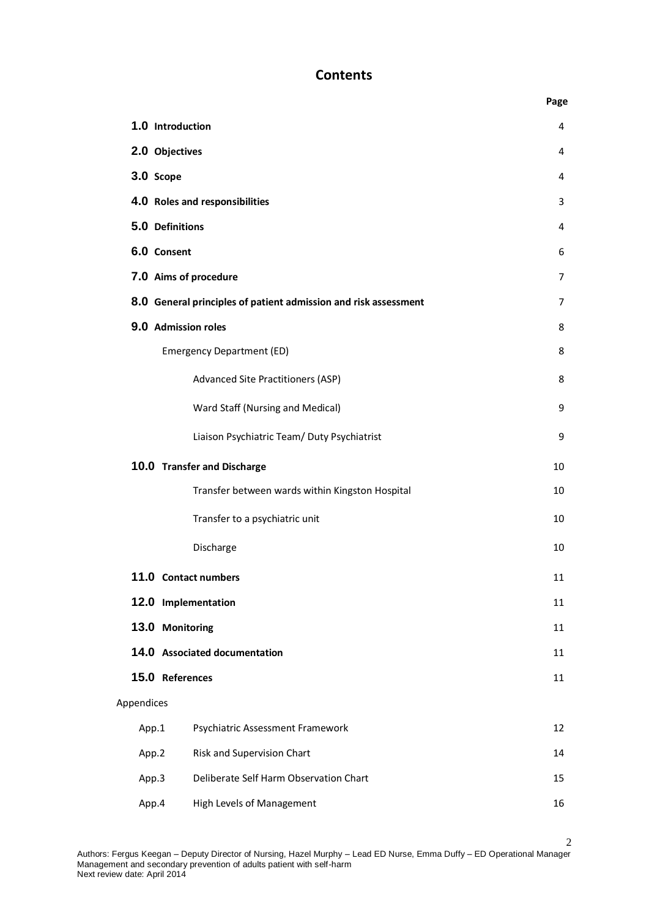# Contents

| | | Page |
|---|---|---|
| **1.0** | **Introduction** | 4 |
| **2.0** | **Objectives** | 4 |
| **3.0** | **Scope** | 4 |
| **4.0** | **Roles and responsibilities** | 3 |
| **5.0** | **Definitions** | 4 |
| **6.0** | **Consent** | 6 |
| **7.0** | **Aims of procedure** | 7 |
| **8.0** | **General principles of patient admission and risk assessment** | 7 |
| **9.0** | **Admission roles** | 8 |
| | Emergency Department (ED) | 8 |
| | Advanced Site Practitioners (ASP) | 8 |
| | Ward Staff (Nursing and Medical) | 9 |
| | Liaison Psychiatric Team/ Duty Psychiatrist | 9 |
| **10.0** | **Transfer and Discharge** | 10 |
| | Transfer between wards within Kingston Hospital | 10 |
| | Transfer to a psychiatric unit | 10 |
| | Discharge | 10 |
| **11.0** | **Contact numbers** | 11 |
| **12.0** | **Implementation** | 11 |
| **13.0** | **Monitoring** | 11 |
| **14.0** | **Associated documentation** | 11 |
| **15.0** | **References** | 11 |
| Appendices | | |
| App.1 | Psychiatric Assessment Framework | 12 |
| App.2 | Risk and Supervision Chart | 14 |
| App.3 | Deliberate Self Harm Observation Chart | 15 |
| App.4 | High Levels of Management | 16 |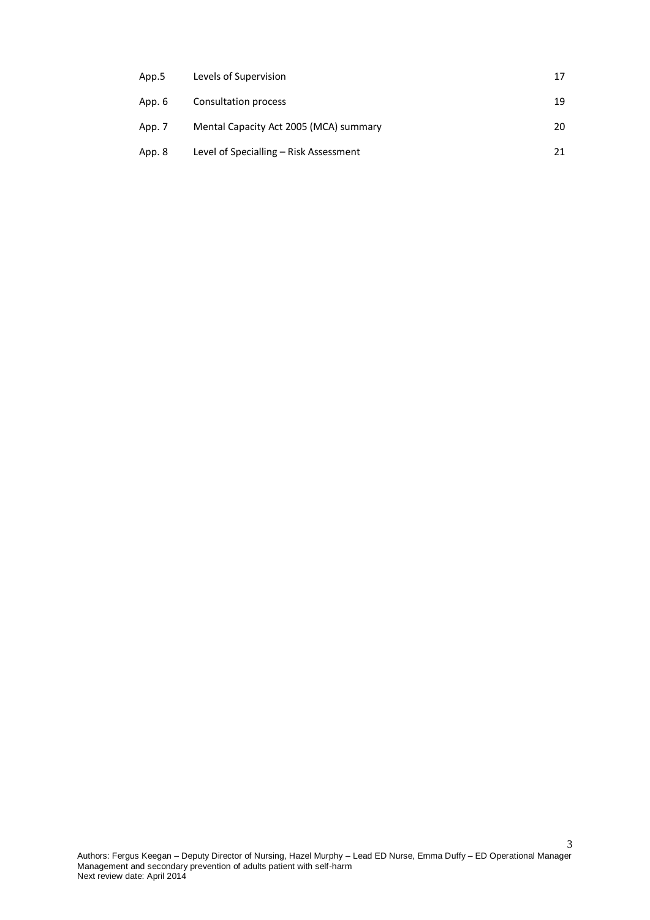| | | |
|---|---|---|
| App.5 | Levels of Supervision | 17 |
| App. 6 | Consultation process | 19 |
| App. 7 | Mental Capacity Act 2005 (MCA) summary | 20 |
| App. 8 | Level of Specialling – Risk Assessment | 21 |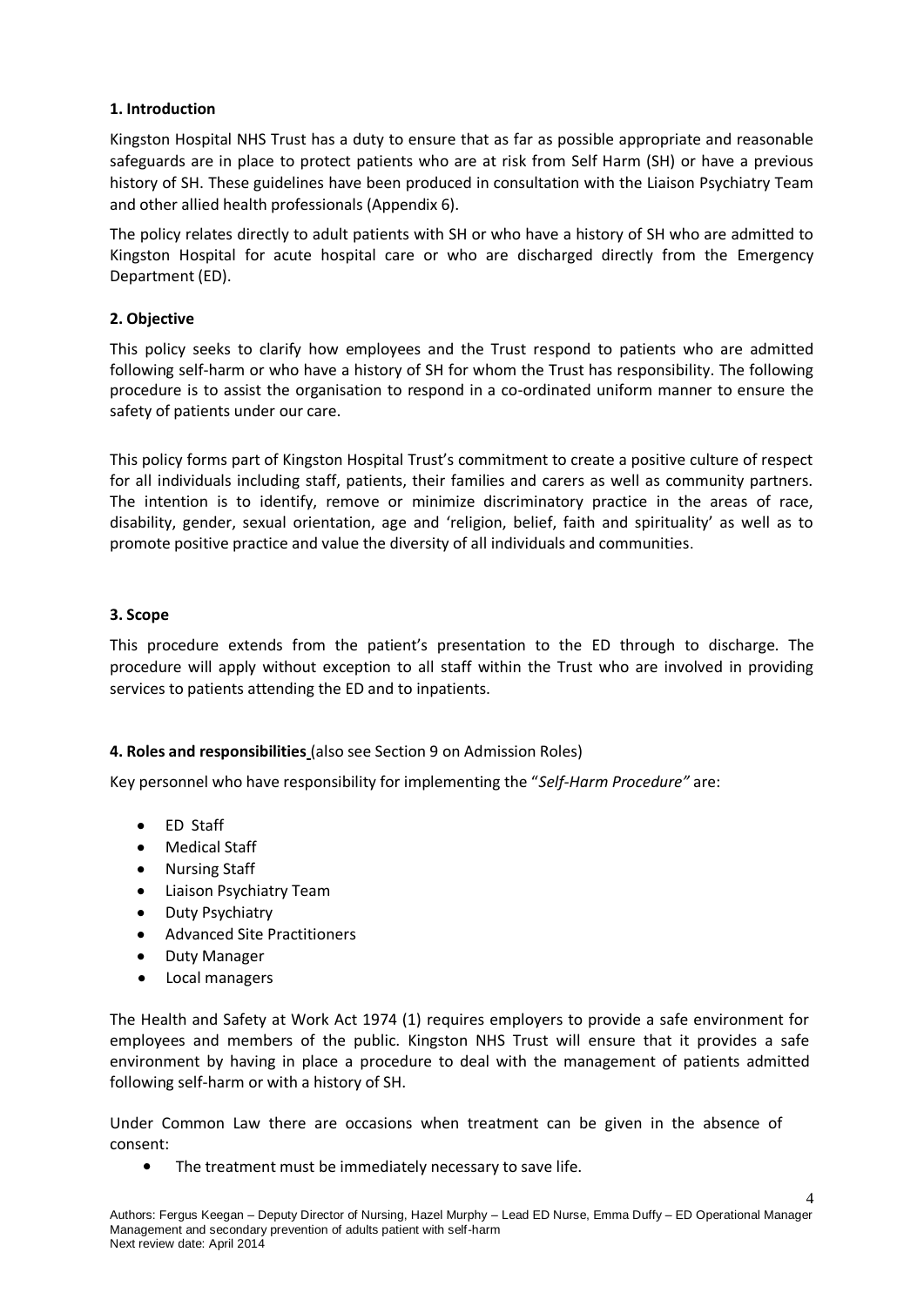### 1. Introduction

Kingston Hospital NHS Trust has a duty to ensure that as far as possible appropriate and reasonable safeguards are in place to protect patients who are at risk from Self Harm (SH) or have a previous history of SH. These guidelines have been produced in consultation with the Liaison Psychiatry Team and other allied health professionals (Appendix 6).

The policy relates directly to adult patients with SH or who have a history of SH who are admitted to Kingston Hospital for acute hospital care or who are discharged directly from the Emergency Department (ED).

### 2. Objective

This policy seeks to clarify how employees and the Trust respond to patients who are admitted following self-harm or who have a history of SH for whom the Trust has responsibility. The following procedure is to assist the organisation to respond in a co-ordinated uniform manner to ensure the safety of patients under our care.

This policy forms part of Kingston Hospital Trust's commitment to create a positive culture of respect for all individuals including staff, patients, their families and carers as well as community partners. The intention is to identify, remove or minimize discriminatory practice in the areas of race, disability, gender, sexual orientation, age and 'religion, belief, faith and spirituality' as well as to promote positive practice and value the diversity of all individuals and communities.

### 3. Scope

This procedure extends from the patient's presentation to the ED through to discharge. The procedure will apply without exception to all staff within the Trust who are involved in providing services to patients attending the ED and to inpatients.

### 4. Roles and responsibilities (also see Section 9 on Admission Roles)

Key personnel who have responsibility for implementing the "*Self-Harm Procedure"* are:

- ED Staff
- Medical Staff
- Nursing Staff
- Liaison Psychiatry Team
- Duty Psychiatry
- Advanced Site Practitioners
- Duty Manager
- Local managers

The Health and Safety at Work Act 1974 (1) requires employers to provide a safe environment for employees and members of the public. Kingston NHS Trust will ensure that it provides a safe environment by having in place a procedure to deal with the management of patients admitted following self-harm or with a history of SH.

Under Common Law there are occasions when treatment can be given in the absence of consent:

- The treatment must be immediately necessary to save life.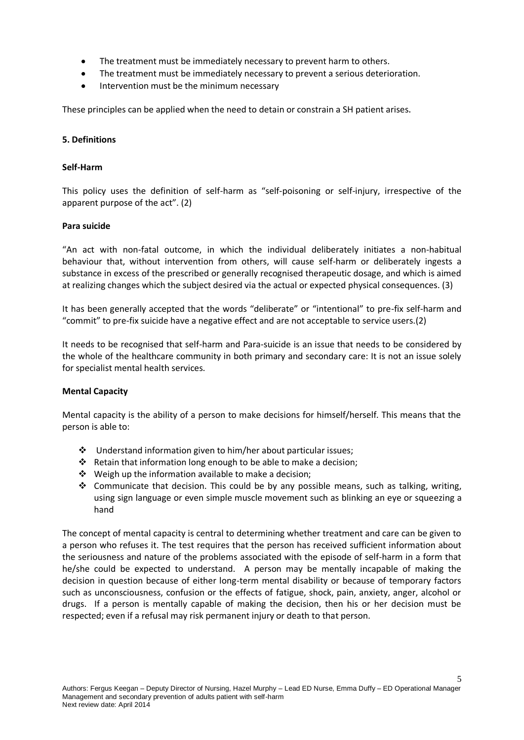- The treatment must be immediately necessary to prevent harm to others.
- The treatment must be immediately necessary to prevent a serious deterioration.
- Intervention must be the minimum necessary

These principles can be applied when the need to detain or constrain a SH patient arises.

## 5. Definitions

### Self-Harm

This policy uses the definition of self-harm as "self-poisoning or self-injury, irrespective of the apparent purpose of the act". (2)

### Para suicide

"An act with non-fatal outcome, in which the individual deliberately initiates a non-habitual behaviour that, without intervention from others, will cause self-harm or deliberately ingests a substance in excess of the prescribed or generally recognised therapeutic dosage, and which is aimed at realizing changes which the subject desired via the actual or expected physical consequences. (3)

It has been generally accepted that the words "deliberate" or "intentional" to pre-fix self-harm and "commit" to pre-fix suicide have a negative effect and are not acceptable to service users.(2)

It needs to be recognised that self-harm and Para-suicide is an issue that needs to be considered by the whole of the healthcare community in both primary and secondary care: It is not an issue solely for specialist mental health services.

### Mental Capacity

Mental capacity is the ability of a person to make decisions for himself/herself. This means that the person is able to:

- Understand information given to him/her about particular issues;
- Retain that information long enough to be able to make a decision;
- Weigh up the information available to make a decision;
- Communicate that decision. This could be by any possible means, such as talking, writing, using sign language or even simple muscle movement such as blinking an eye or squeezing a hand

The concept of mental capacity is central to determining whether treatment and care can be given to a person who refuses it. The test requires that the person has received sufficient information about the seriousness and nature of the problems associated with the episode of self-harm in a form that he/she could be expected to understand. A person may be mentally incapable of making the decision in question because of either long-term mental disability or because of temporary factors such as unconsciousness, confusion or the effects of fatigue, shock, pain, anxiety, anger, alcohol or drugs. If a person is mentally capable of making the decision, then his or her decision must be respected; even if a refusal may risk permanent injury or death to that person.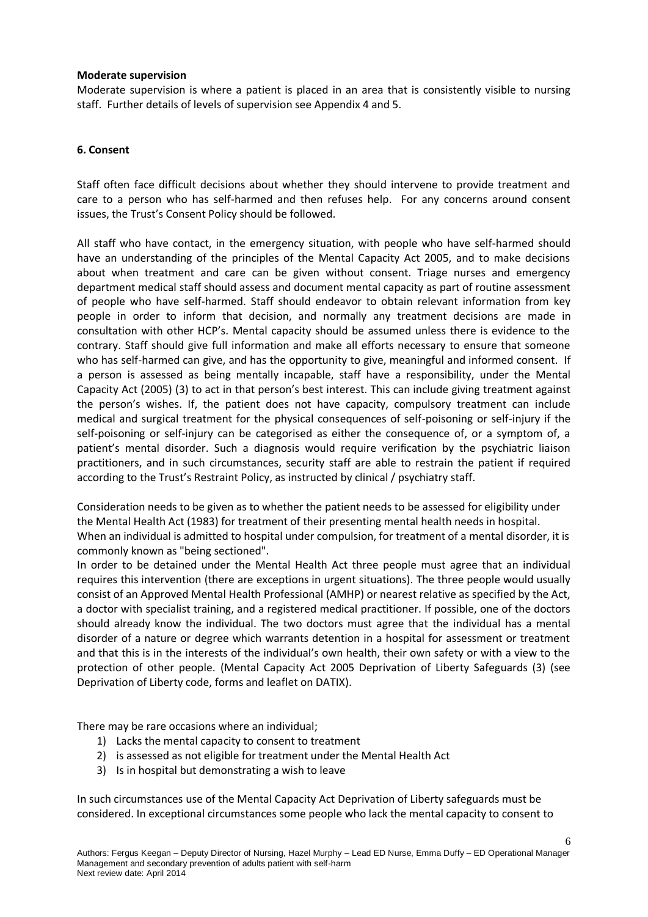**Moderate supervision**

Moderate supervision is where a patient is placed in an area that is consistently visible to nursing staff. Further details of levels of supervision see Appendix 4 and 5.

## 6. Consent

Staff often face difficult decisions about whether they should intervene to provide treatment and care to a person who has self-harmed and then refuses help. For any concerns around consent issues, the Trust's Consent Policy should be followed.

All staff who have contact, in the emergency situation, with people who have self-harmed should have an understanding of the principles of the Mental Capacity Act 2005, and to make decisions about when treatment and care can be given without consent. Triage nurses and emergency department medical staff should assess and document mental capacity as part of routine assessment of people who have self-harmed. Staff should endeavor to obtain relevant information from key people in order to inform that decision, and normally any treatment decisions are made in consultation with other HCP's. Mental capacity should be assumed unless there is evidence to the contrary. Staff should give full information and make all efforts necessary to ensure that someone who has self-harmed can give, and has the opportunity to give, meaningful and informed consent. If a person is assessed as being mentally incapable, staff have a responsibility, under the Mental Capacity Act (2005) (3) to act in that person's best interest. This can include giving treatment against the person's wishes. If, the patient does not have capacity, compulsory treatment can include medical and surgical treatment for the physical consequences of self-poisoning or self-injury if the self-poisoning or self-injury can be categorised as either the consequence of, or a symptom of, a patient's mental disorder. Such a diagnosis would require verification by the psychiatric liaison practitioners, and in such circumstances, security staff are able to restrain the patient if required according to the Trust's Restraint Policy, as instructed by clinical / psychiatry staff.

Consideration needs to be given as to whether the patient needs to be assessed for eligibility under the Mental Health Act (1983) for treatment of their presenting mental health needs in hospital. When an individual is admitted to hospital under compulsion, for treatment of a mental disorder, it is commonly known as "being sectioned".

In order to be detained under the Mental Health Act three people must agree that an individual requires this intervention (there are exceptions in urgent situations). The three people would usually consist of an Approved Mental Health Professional (AMHP) or nearest relative as specified by the Act, a doctor with specialist training, and a registered medical practitioner. If possible, one of the doctors should already know the individual. The two doctors must agree that the individual has a mental disorder of a nature or degree which warrants detention in a hospital for assessment or treatment and that this is in the interests of the individual's own health, their own safety or with a view to the protection of other people. (Mental Capacity Act 2005 Deprivation of Liberty Safeguards (3) (see Deprivation of Liberty code, forms and leaflet on DATIX).

There may be rare occasions where an individual;

1) Lacks the mental capacity to consent to treatment
2) is assessed as not eligible for treatment under the Mental Health Act
3) Is in hospital but demonstrating a wish to leave

In such circumstances use of the Mental Capacity Act Deprivation of Liberty safeguards must be considered. In exceptional circumstances some people who lack the mental capacity to consent to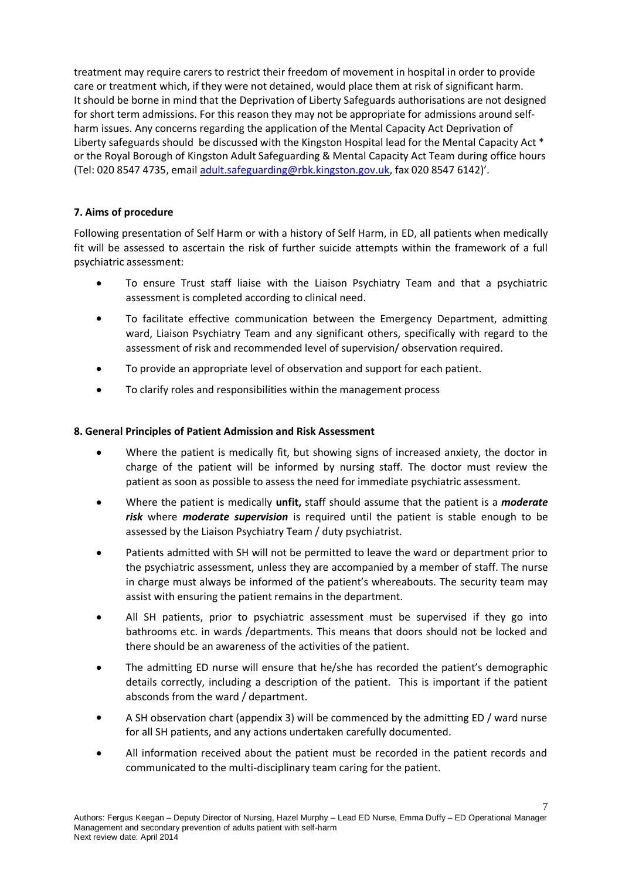treatment may require carers to restrict their freedom of movement in hospital in order to provide care or treatment which, if they were not detained, would place them at risk of significant harm.
It should be borne in mind that the Deprivation of Liberty Safeguards authorisations are not designed for short term admissions. For this reason they may not be appropriate for admissions around self-harm issues. Any concerns regarding the application of the Mental Capacity Act Deprivation of Liberty safeguards should be discussed with the Kingston Hospital lead for the Mental Capacity Act * or the Royal Borough of Kingston Adult Safeguarding & Mental Capacity Act Team during office hours (Tel: 020 8547 4735, email adult.safeguarding@rbk.kingston.gov.uk, fax 020 8547 6142)'.

### 7. Aims of procedure

Following presentation of Self Harm or with a history of Self Harm, in ED, all patients when medically fit will be assessed to ascertain the risk of further suicide attempts within the framework of a full psychiatric assessment:

- To ensure Trust staff liaise with the Liaison Psychiatry Team and that a psychiatric assessment is completed according to clinical need.
- To facilitate effective communication between the Emergency Department, admitting ward, Liaison Psychiatry Team and any significant others, specifically with regard to the assessment of risk and recommended level of supervision/ observation required.
- To provide an appropriate level of observation and support for each patient.
- To clarify roles and responsibilities within the management process

### 8. General Principles of Patient Admission and Risk Assessment

- Where the patient is medically fit, but showing signs of increased anxiety, the doctor in charge of the patient will be informed by nursing staff. The doctor must review the patient as soon as possible to assess the need for immediate psychiatric assessment.
- Where the patient is medically **unfit,** staff should assume that the patient is a ***moderate risk*** where ***moderate supervision*** is required until the patient is stable enough to be assessed by the Liaison Psychiatry Team / duty psychiatrist.
- Patients admitted with SH will not be permitted to leave the ward or department prior to the psychiatric assessment, unless they are accompanied by a member of staff. The nurse in charge must always be informed of the patient's whereabouts. The security team may assist with ensuring the patient remains in the department.
- All SH patients, prior to psychiatric assessment must be supervised if they go into bathrooms etc. in wards /departments. This means that doors should not be locked and there should be an awareness of the activities of the patient.
- The admitting ED nurse will ensure that he/she has recorded the patient's demographic details correctly, including a description of the patient. This is important if the patient absconds from the ward / department.
- A SH observation chart (appendix 3) will be commenced by the admitting ED / ward nurse for all SH patients, and any actions undertaken carefully documented.
- All information received about the patient must be recorded in the patient records and communicated to the multi-disciplinary team caring for the patient.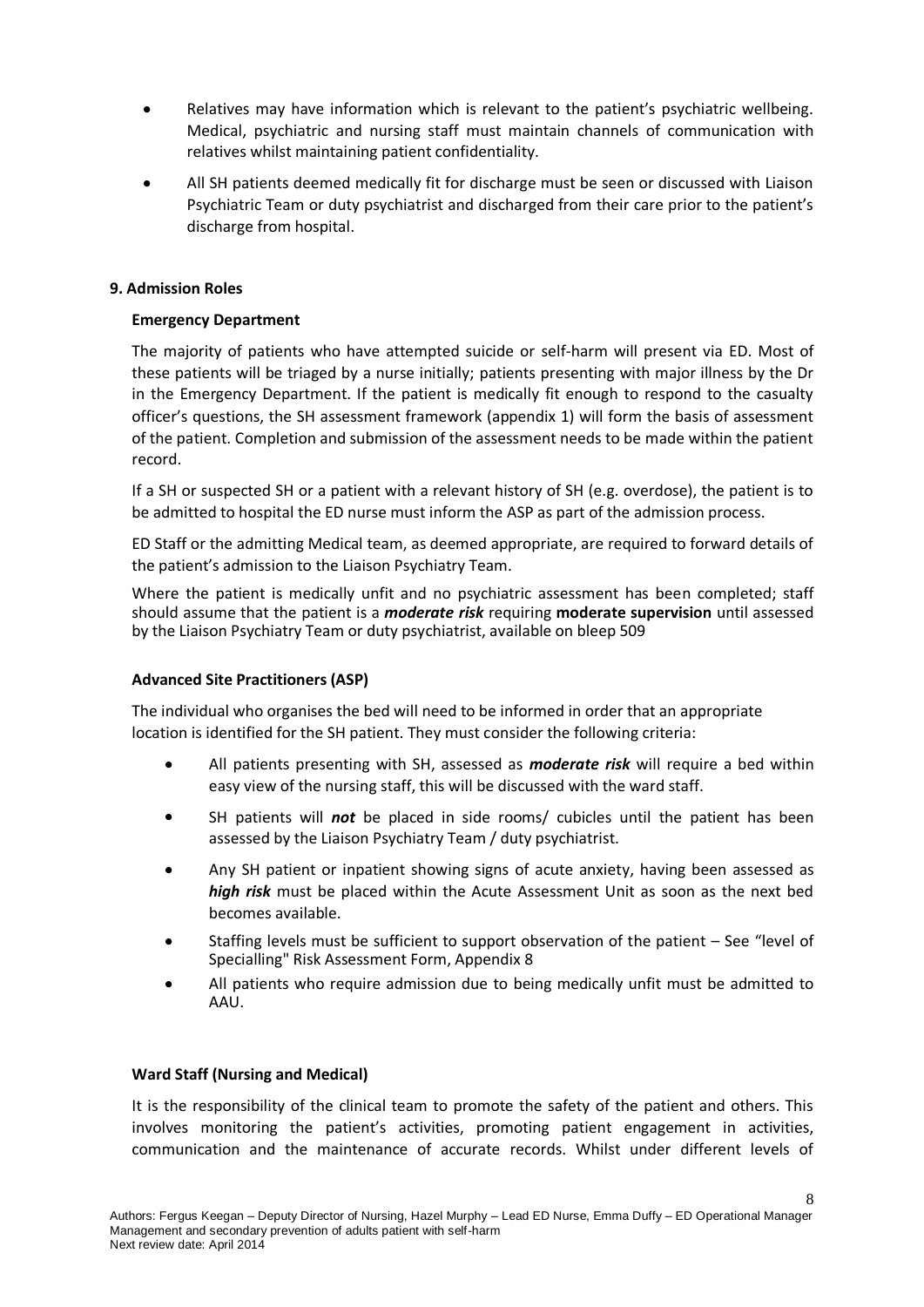- Relatives may have information which is relevant to the patient's psychiatric wellbeing. Medical, psychiatric and nursing staff must maintain channels of communication with relatives whilst maintaining patient confidentiality.
- All SH patients deemed medically fit for discharge must be seen or discussed with Liaison Psychiatric Team or duty psychiatrist and discharged from their care prior to the patient's discharge from hospital.

## 9. Admission Roles

### Emergency Department

The majority of patients who have attempted suicide or self-harm will present via ED. Most of these patients will be triaged by a nurse initially; patients presenting with major illness by the Dr in the Emergency Department. If the patient is medically fit enough to respond to the casualty officer's questions, the SH assessment framework (appendix 1) will form the basis of assessment of the patient. Completion and submission of the assessment needs to be made within the patient record.

If a SH or suspected SH or a patient with a relevant history of SH (e.g. overdose), the patient is to be admitted to hospital the ED nurse must inform the ASP as part of the admission process.

ED Staff or the admitting Medical team, as deemed appropriate, are required to forward details of the patient's admission to the Liaison Psychiatry Team.

Where the patient is medically unfit and no psychiatric assessment has been completed; staff should assume that the patient is a ***moderate risk*** requiring **moderate supervision** until assessed by the Liaison Psychiatry Team or duty psychiatrist, available on bleep 509

### Advanced Site Practitioners (ASP)

The individual who organises the bed will need to be informed in order that an appropriate location is identified for the SH patient. They must consider the following criteria:

- All patients presenting with SH, assessed as ***moderate risk*** will require a bed within easy view of the nursing staff, this will be discussed with the ward staff.
- SH patients will ***not*** be placed in side rooms/ cubicles until the patient has been assessed by the Liaison Psychiatry Team / duty psychiatrist.
- Any SH patient or inpatient showing signs of acute anxiety, having been assessed as ***high risk*** must be placed within the Acute Assessment Unit as soon as the next bed becomes available.
- Staffing levels must be sufficient to support observation of the patient – See "level of Specialling" Risk Assessment Form, Appendix 8
- All patients who require admission due to being medically unfit must be admitted to AAU.

### Ward Staff (Nursing and Medical)

It is the responsibility of the clinical team to promote the safety of the patient and others. This involves monitoring the patient's activities, promoting patient engagement in activities, communication and the maintenance of accurate records. Whilst under different levels of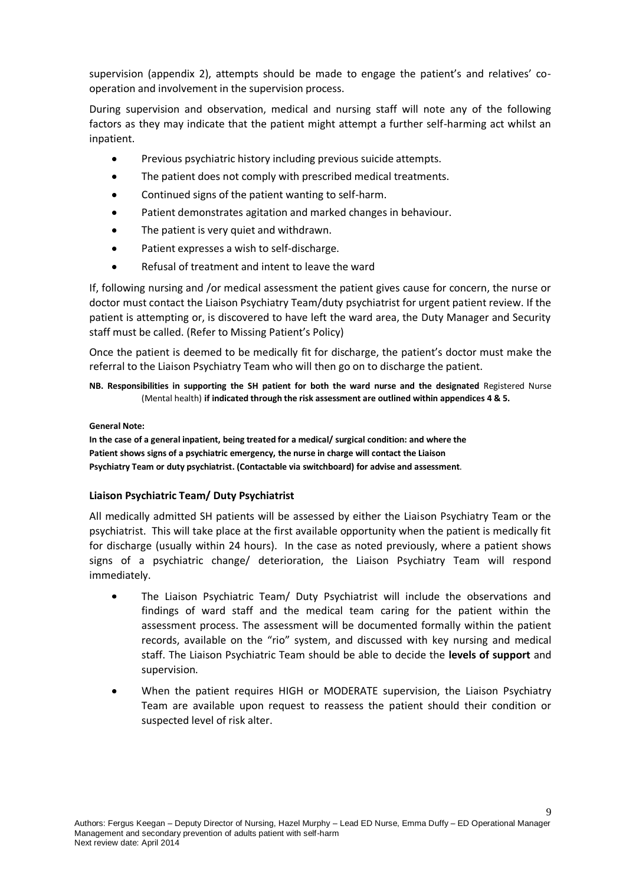supervision (appendix 2), attempts should be made to engage the patient's and relatives' co-operation and involvement in the supervision process.

During supervision and observation, medical and nursing staff will note any of the following factors as they may indicate that the patient might attempt a further self-harming act whilst an inpatient.

- Previous psychiatric history including previous suicide attempts.
- The patient does not comply with prescribed medical treatments.
- Continued signs of the patient wanting to self-harm.
- Patient demonstrates agitation and marked changes in behaviour.
- The patient is very quiet and withdrawn.
- Patient expresses a wish to self-discharge.
- Refusal of treatment and intent to leave the ward

If, following nursing and /or medical assessment the patient gives cause for concern, the nurse or doctor must contact the Liaison Psychiatry Team/duty psychiatrist for urgent patient review. If the patient is attempting or, is discovered to have left the ward area, the Duty Manager and Security staff must be called. (Refer to Missing Patient's Policy)

Once the patient is deemed to be medically fit for discharge, the patient's doctor must make the referral to the Liaison Psychiatry Team who will then go on to discharge the patient.

**NB. Responsibilities in supporting the SH patient for both the ward nurse and the designated** Registered Nurse (Mental health) **if indicated through the risk assessment are outlined within appendices 4 & 5.**

**General Note:**

**In the case of a general inpatient, being treated for a medical/ surgical condition: and where the Patient shows signs of a psychiatric emergency, the nurse in charge will contact the Liaison Psychiatry Team or duty psychiatrist. (Contactable via switchboard) for advise and assessment**.

### Liaison Psychiatric Team/ Duty Psychiatrist

All medically admitted SH patients will be assessed by either the Liaison Psychiatry Team or the psychiatrist. This will take place at the first available opportunity when the patient is medically fit for discharge (usually within 24 hours). In the case as noted previously, where a patient shows signs of a psychiatric change/ deterioration, the Liaison Psychiatry Team will respond immediately.

- The Liaison Psychiatric Team/ Duty Psychiatrist will include the observations and findings of ward staff and the medical team caring for the patient within the assessment process. The assessment will be documented formally within the patient records, available on the "rio" system, and discussed with key nursing and medical staff. The Liaison Psychiatric Team should be able to decide the **levels of support** and supervision.
- When the patient requires HIGH or MODERATE supervision, the Liaison Psychiatry Team are available upon request to reassess the patient should their condition or suspected level of risk alter.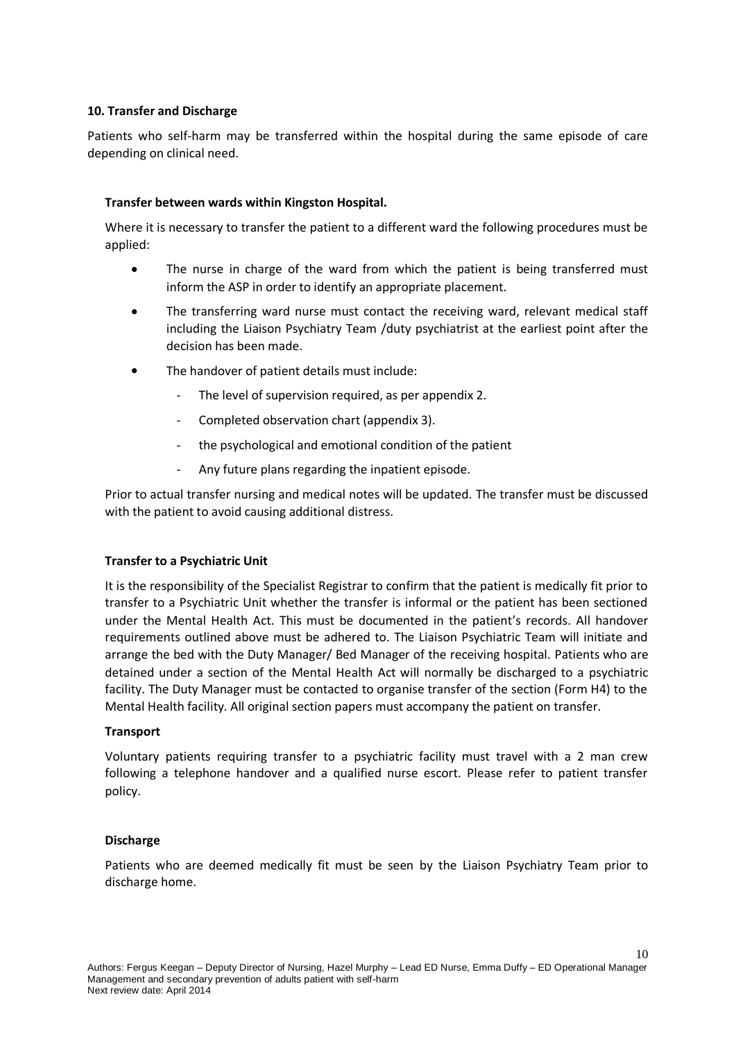## 10. Transfer and Discharge

Patients who self-harm may be transferred within the hospital during the same episode of care depending on clinical need.

### Transfer between wards within Kingston Hospital.

Where it is necessary to transfer the patient to a different ward the following procedures must be applied:

- The nurse in charge of the ward from which the patient is being transferred must inform the ASP in order to identify an appropriate placement.
- The transferring ward nurse must contact the receiving ward, relevant medical staff including the Liaison Psychiatry Team /duty psychiatrist at the earliest point after the decision has been made.
- The handover of patient details must include:
  - The level of supervision required, as per appendix 2.
  - Completed observation chart (appendix 3).
  - the psychological and emotional condition of the patient
  - Any future plans regarding the inpatient episode.

Prior to actual transfer nursing and medical notes will be updated. The transfer must be discussed with the patient to avoid causing additional distress.

### Transfer to a Psychiatric Unit

It is the responsibility of the Specialist Registrar to confirm that the patient is medically fit prior to transfer to a Psychiatric Unit whether the transfer is informal or the patient has been sectioned under the Mental Health Act. This must be documented in the patient's records. All handover requirements outlined above must be adhered to. The Liaison Psychiatric Team will initiate and arrange the bed with the Duty Manager/ Bed Manager of the receiving hospital. Patients who are detained under a section of the Mental Health Act will normally be discharged to a psychiatric facility. The Duty Manager must be contacted to organise transfer of the section (Form H4) to the Mental Health facility. All original section papers must accompany the patient on transfer.

### Transport

Voluntary patients requiring transfer to a psychiatric facility must travel with a 2 man crew following a telephone handover and a qualified nurse escort. Please refer to patient transfer policy.

### Discharge

Patients who are deemed medically fit must be seen by the Liaison Psychiatry Team prior to discharge home.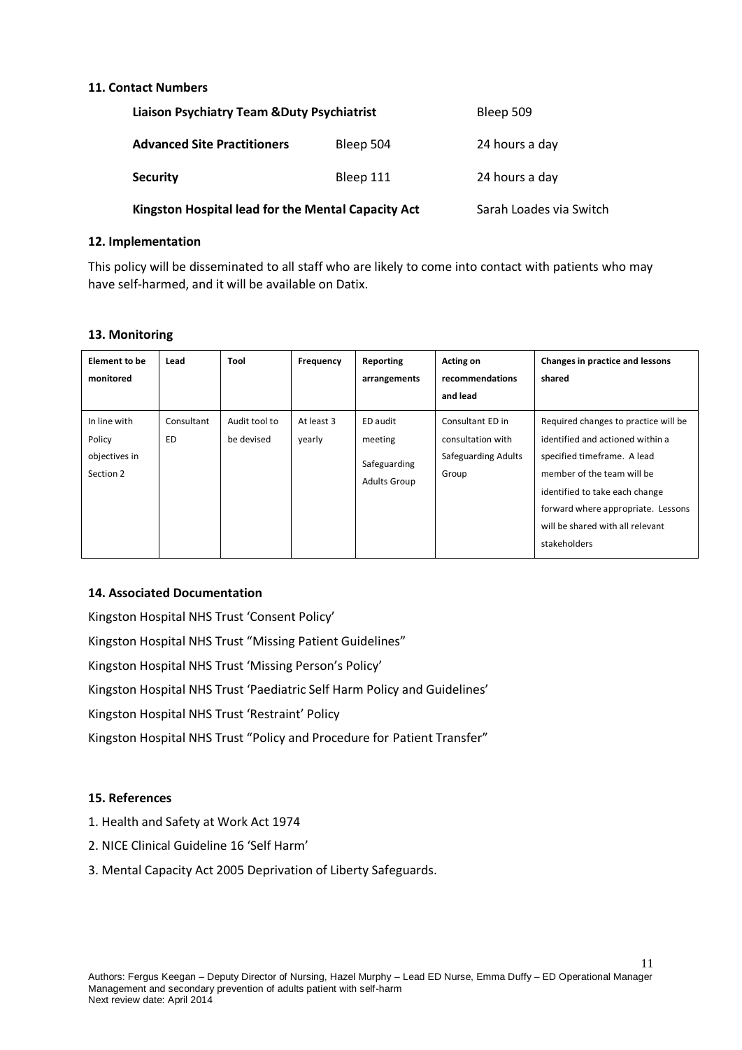## 11. Contact Numbers

| | | |
|---|---|---|
| **Liaison Psychiatry Team &Duty Psychiatrist** | | Bleep 509 |
| **Advanced Site Practitioners** | Bleep 504 | 24 hours a day |
| **Security** | Bleep 111 | 24 hours a day |
| **Kingston Hospital lead for the Mental Capacity Act** | | Sarah Loades via Switch |

## 12. Implementation

This policy will be disseminated to all staff who are likely to come into contact with patients who may have self-harmed, and it will be available on Datix.

## 13. Monitoring

| Element to be monitored | Lead | Tool | Frequency | Reporting arrangements | Acting on recommendations and lead | Changes in practice and lessons shared |
|---|---|---|---|---|---|---|
| In line with Policy objectives in Section 2 | Consultant ED | Audit tool to be devised | At least 3 yearly | ED audit meeting<br>Safeguarding Adults Group | Consultant ED in consultation with Safeguarding Adults Group | Required changes to practice will be identified and actioned within a specified timeframe. A lead member of the team will be identified to take each change forward where appropriate. Lessons will be shared with all relevant stakeholders |

## 14. Associated Documentation

Kingston Hospital NHS Trust 'Consent Policy'

Kingston Hospital NHS Trust "Missing Patient Guidelines"

Kingston Hospital NHS Trust 'Missing Person's Policy'

Kingston Hospital NHS Trust 'Paediatric Self Harm Policy and Guidelines'

Kingston Hospital NHS Trust 'Restraint' Policy

Kingston Hospital NHS Trust "Policy and Procedure for Patient Transfer"

## 15. References

1. Health and Safety at Work Act 1974
2. NICE Clinical Guideline 16 'Self Harm'
3. Mental Capacity Act 2005 Deprivation of Liberty Safeguards.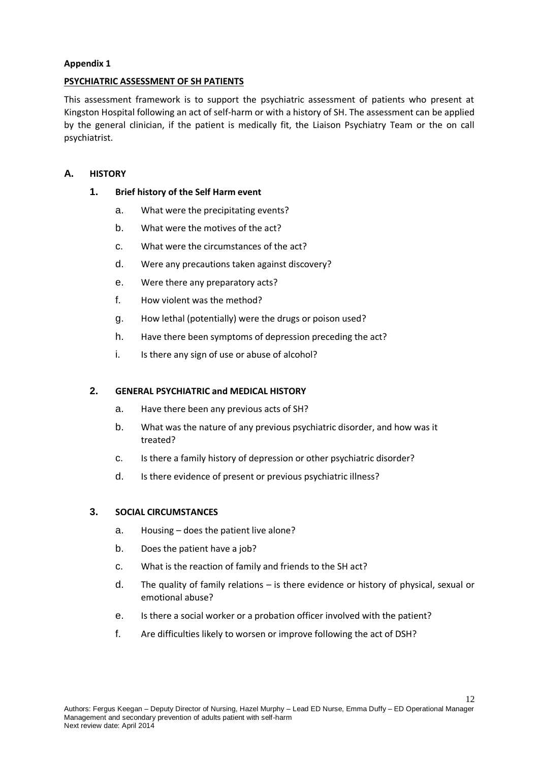**Appendix 1**

**PSYCHIATRIC ASSESSMENT OF SH PATIENTS**

This assessment framework is to support the psychiatric assessment of patients who present at Kingston Hospital following an act of self-harm or with a history of SH. The assessment can be applied by the general clinician, if the patient is medically fit, the Liaison Psychiatry Team or the on call psychiatrist.

## A. HISTORY

### 1. Brief history of the Self Harm event

a. What were the precipitating events?

b. What were the motives of the act?

c. What were the circumstances of the act?

d. Were any precautions taken against discovery?

e. Were there any preparatory acts?

f. How violent was the method?

g. How lethal (potentially) were the drugs or poison used?

h. Have there been symptoms of depression preceding the act?

i. Is there any sign of use or abuse of alcohol?

### 2. GENERAL PSYCHIATRIC and MEDICAL HISTORY

a. Have there been any previous acts of SH?

b. What was the nature of any previous psychiatric disorder, and how was it treated?

c. Is there a family history of depression or other psychiatric disorder?

d. Is there evidence of present or previous psychiatric illness?

### 3. SOCIAL CIRCUMSTANCES

a. Housing – does the patient live alone?

b. Does the patient have a job?

c. What is the reaction of family and friends to the SH act?

d. The quality of family relations – is there evidence or history of physical, sexual or emotional abuse?

e. Is there a social worker or a probation officer involved with the patient?

f. Are difficulties likely to worsen or improve following the act of DSH?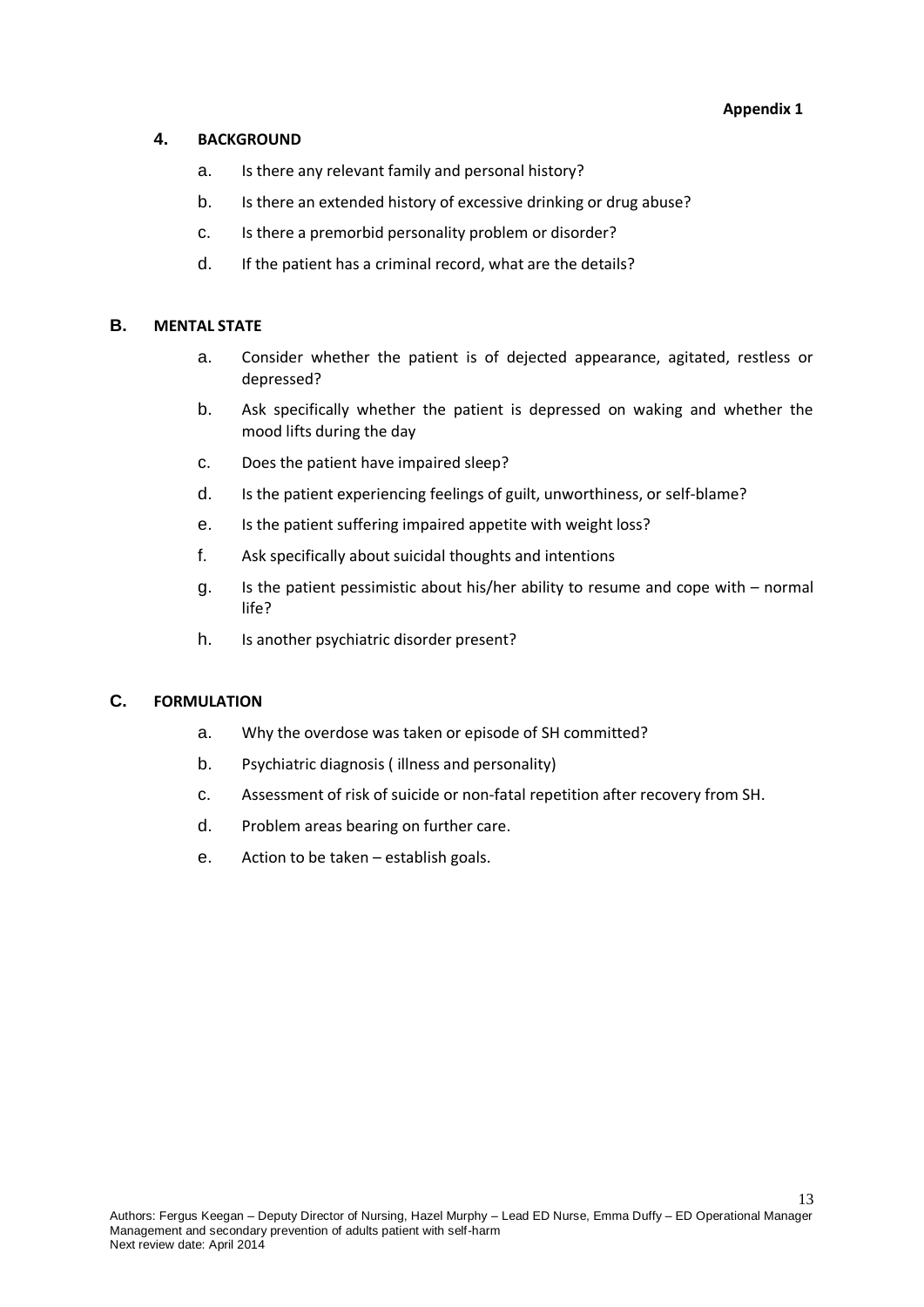**Appendix 1**

## 4. BACKGROUND

a. Is there any relevant family and personal history?

b. Is there an extended history of excessive drinking or drug abuse?

c. Is there a premorbid personality problem or disorder?

d. If the patient has a criminal record, what are the details?

## B. MENTAL STATE

a. Consider whether the patient is of dejected appearance, agitated, restless or depressed?

b. Ask specifically whether the patient is depressed on waking and whether the mood lifts during the day

c. Does the patient have impaired sleep?

d. Is the patient experiencing feelings of guilt, unworthiness, or self-blame?

e. Is the patient suffering impaired appetite with weight loss?

f. Ask specifically about suicidal thoughts and intentions

g. Is the patient pessimistic about his/her ability to resume and cope with – normal life?

h. Is another psychiatric disorder present?

## C. FORMULATION

a. Why the overdose was taken or episode of SH committed?

b. Psychiatric diagnosis ( illness and personality)

c. Assessment of risk of suicide or non-fatal repetition after recovery from SH.

d. Problem areas bearing on further care.

e. Action to be taken – establish goals.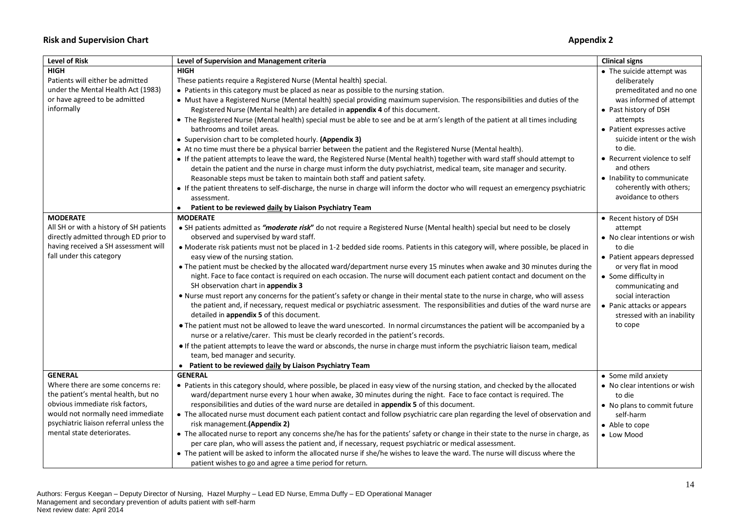**Risk and Supervision Chart** **Appendix 2**

| Level of Risk | Level of Supervision and Management criteria | Clinical signs |
|---|---|---|
| **HIGH**<br>Patients will either be admitted under the Mental Health Act (1983) or have agreed to be admitted informally | **HIGH**<br>These patients require a Registered Nurse (Mental health) special.<br>• Patients in this category must be placed as near as possible to the nursing station.<br>• Must have a Registered Nurse (Mental health) special providing maximum supervision. The responsibilities and duties of the Registered Nurse (Mental health) are detailed in **appendix 4** of this document.<br>• The Registered Nurse (Mental health) special must be able to see and be at arm's length of the patient at all times including bathrooms and toilet areas.<br>• Supervision chart to be completed hourly. **(Appendix 3)**<br>• At no time must there be a physical barrier between the patient and the Registered Nurse (Mental health).<br>• If the patient attempts to leave the ward, the Registered Nurse (Mental health) together with ward staff should attempt to detain the patient and the nurse in charge must inform the duty psychiatrist, medical team, site manager and security. Reasonable steps must be taken to maintain both staff and patient safety.<br>• If the patient threatens to self-discharge, the nurse in charge will inform the doctor who will request an emergency psychiatric assessment.<br>• **Patient to be reviewed <u>daily</u> by Liaison Psychiatry Team** | • The suicide attempt was deliberately premeditated and no one was informed of attempt<br>• Past history of DSH attempts<br>• Patient expresses active suicide intent or the wish to die.<br>• Recurrent violence to self and others<br>• Inability to communicate coherently with others; avoidance to others |
| **MODERATE**<br>All SH or with a history of SH patients directly admitted through ED prior to having received a SH assessment will fall under this category | **MODERATE**<br>• SH patients admitted as ***"moderate risk"*** do not require a Registered Nurse (Mental health) special but need to be closely observed and supervised by ward staff.<br>• Moderate risk patients must not be placed in 1-2 bedded side rooms. Patients in this category will, where possible, be placed in easy view of the nursing station.<br>• The patient must be checked by the allocated ward/department nurse every 15 minutes when awake and 30 minutes during the night. Face to face contact is required on each occasion. The nurse will document each patient contact and document on the SH observation chart in **appendix 3**<br>• Nurse must report any concerns for the patient's safety or change in their mental state to the nurse in charge, who will assess the patient and, if necessary, request medical or psychiatric assessment. The responsibilities and duties of the ward nurse are detailed in **appendix 5** of this document.<br>• The patient must not be allowed to leave the ward unescorted. In normal circumstances the patient will be accompanied by a nurse or a relative/carer. This must be clearly recorded in the patient's records.<br>• If the patient attempts to leave the ward or absconds, the nurse in charge must inform the psychiatric liaison team, medical team, bed manager and security.<br>• **Patient to be reviewed <u>daily</u> by Liaison Psychiatry Team** | • Recent history of DSH attempt<br>• No clear intentions or wish to die<br>• Patient appears depressed or very flat in mood<br>• Some difficulty in communicating and social interaction<br>• Panic attacks or appears stressed with an inability to cope |
| **GENERAL**<br>Where there are some concerns re: the patient's mental health, but no obvious immediate risk factors, would not normally need immediate psychiatric liaison referral unless the mental state deteriorates. | **GENERAL**<br>• Patients in this category should, where possible, be placed in easy view of the nursing station, and checked by the allocated ward/department nurse every 1 hour when awake, 30 minutes during the night. Face to face contact is required. The responsibilities and duties of the ward nurse are detailed in **appendix 5** of this document.<br>• The allocated nurse must document each patient contact and follow psychiatric care plan regarding the level of observation and risk management.**(Appendix 2)**<br>• The allocated nurse to report any concerns she/he has for the patients' safety or change in their state to the nurse in charge, as per care plan, who will assess the patient and, if necessary, request psychiatric or medical assessment.<br>• The patient will be asked to inform the allocated nurse if she/he wishes to leave the ward. The nurse will discuss where the patient wishes to go and agree a time period for return. | • Some mild anxiety<br>• No clear intentions or wish to die<br>• No plans to commit future self-harm<br>• Able to cope<br>• Low Mood |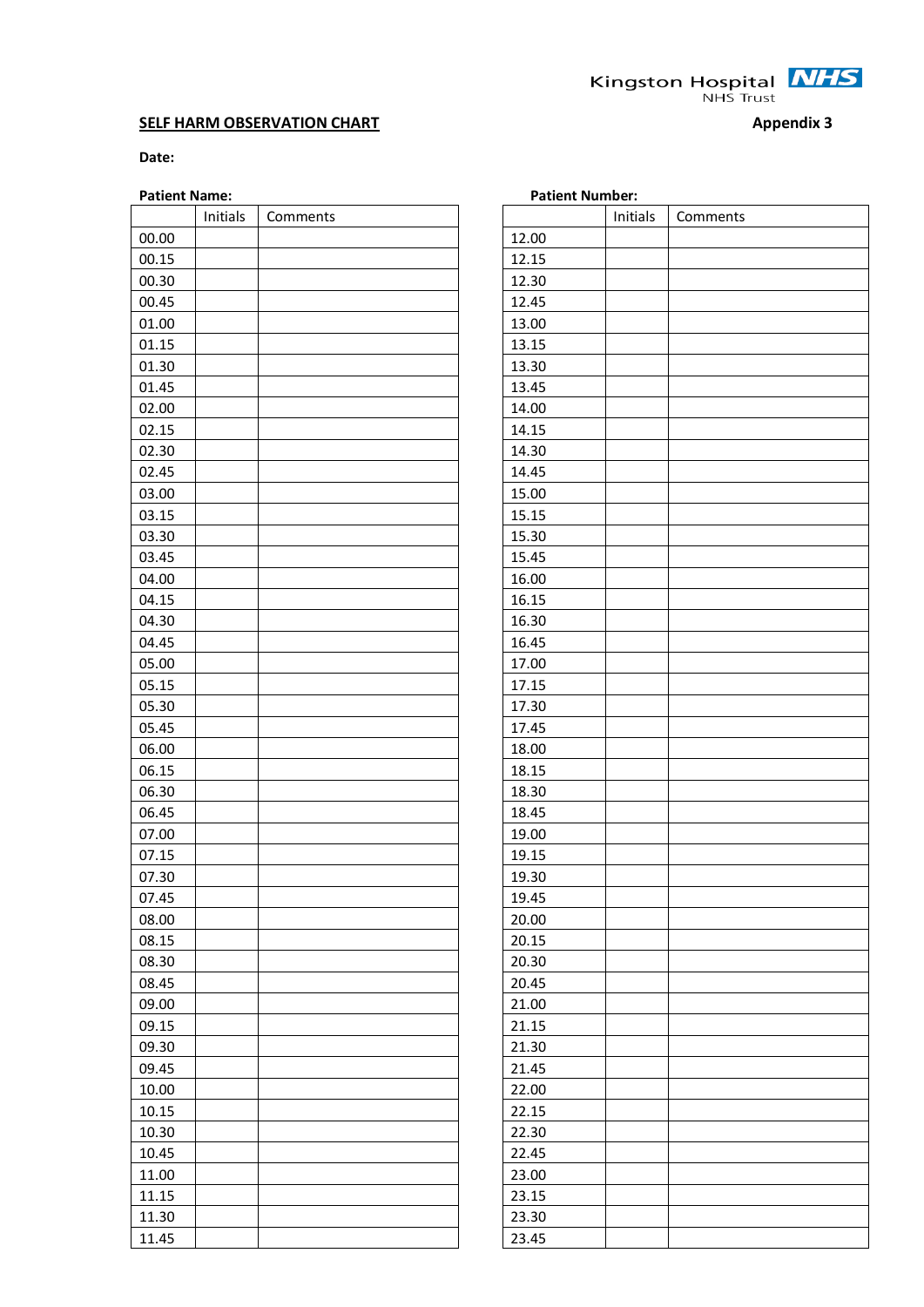Kingston Hospital NHS Trust

**SELF HARM OBSERVATION CHART** **Appendix 3**

**Date:**

**Patient Name:**

| | Initials | Comments |
|---|---|---|
| 00.00 | | |
| 00.15 | | |
| 00.30 | | |
| 00.45 | | |
| 01.00 | | |
| 01.15 | | |
| 01.30 | | |
| 01.45 | | |
| 02.00 | | |
| 02.15 | | |
| 02.30 | | |
| 02.45 | | |
| 03.00 | | |
| 03.15 | | |
| 03.30 | | |
| 03.45 | | |
| 04.00 | | |
| 04.15 | | |
| 04.30 | | |
| 04.45 | | |
| 05.00 | | |
| 05.15 | | |
| 05.30 | | |
| 05.45 | | |
| 06.00 | | |
| 06.15 | | |
| 06.30 | | |
| 06.45 | | |
| 07.00 | | |
| 07.15 | | |
| 07.30 | | |
| 07.45 | | |
| 08.00 | | |
| 08.15 | | |
| 08.30 | | |
| 08.45 | | |
| 09.00 | | |
| 09.15 | | |
| 09.30 | | |
| 09.45 | | |
| 10.00 | | |
| 10.15 | | |
| 10.30 | | |
| 10.45 | | |
| 11.00 | | |
| 11.15 | | |
| 11.30 | | |
| 11.45 | | |

**Patient Number:**

| | Initials | Comments |
|---|---|---|
| 12.00 | | |
| 12.15 | | |
| 12.30 | | |
| 12.45 | | |
| 13.00 | | |
| 13.15 | | |
| 13.30 | | |
| 13.45 | | |
| 14.00 | | |
| 14.15 | | |
| 14.30 | | |
| 14.45 | | |
| 15.00 | | |
| 15.15 | | |
| 15.30 | | |
| 15.45 | | |
| 16.00 | | |
| 16.15 | | |
| 16.30 | | |
| 16.45 | | |
| 17.00 | | |
| 17.15 | | |
| 17.30 | | |
| 17.45 | | |
| 18.00 | | |
| 18.15 | | |
| 18.30 | | |
| 18.45 | | |
| 19.00 | | |
| 19.15 | | |
| 19.30 | | |
| 19.45 | | |
| 20.00 | | |
| 20.15 | | |
| 20.30 | | |
| 20.45 | | |
| 21.00 | | |
| 21.15 | | |
| 21.30 | | |
| 21.45 | | |
| 22.00 | | |
| 22.15 | | |
| 22.30 | | |
| 22.45 | | |
| 23.00 | | |
| 23.15 | | |
| 23.30 | | |
| 23.45 | | |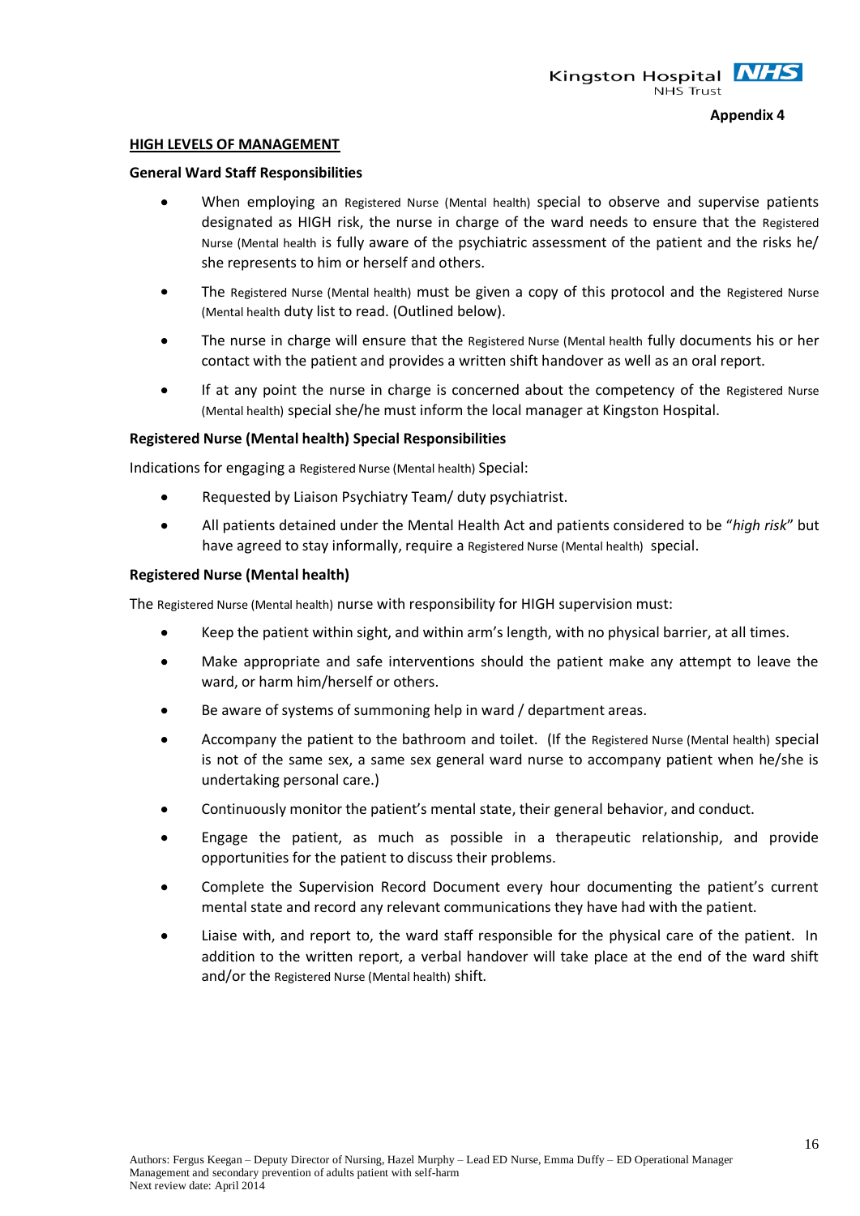**Appendix 4**

## HIGH LEVELS OF MANAGEMENT

**General Ward Staff Responsibilities**

- When employing an Registered Nurse (Mental health) special to observe and supervise patients designated as HIGH risk, the nurse in charge of the ward needs to ensure that the Registered Nurse (Mental health is fully aware of the psychiatric assessment of the patient and the risks he/ she represents to him or herself and others.
- The Registered Nurse (Mental health) must be given a copy of this protocol and the Registered Nurse (Mental health duty list to read. (Outlined below).
- The nurse in charge will ensure that the Registered Nurse (Mental health fully documents his or her contact with the patient and provides a written shift handover as well as an oral report.
- If at any point the nurse in charge is concerned about the competency of the Registered Nurse (Mental health) special she/he must inform the local manager at Kingston Hospital.

**Registered Nurse (Mental health) Special Responsibilities**

Indications for engaging a Registered Nurse (Mental health) Special:

- Requested by Liaison Psychiatry Team/ duty psychiatrist.
- All patients detained under the Mental Health Act and patients considered to be "*high risk*" but have agreed to stay informally, require a Registered Nurse (Mental health) special.

**Registered Nurse (Mental health)**

The Registered Nurse (Mental health) nurse with responsibility for HIGH supervision must:

- Keep the patient within sight, and within arm's length, with no physical barrier, at all times.
- Make appropriate and safe interventions should the patient make any attempt to leave the ward, or harm him/herself or others.
- Be aware of systems of summoning help in ward / department areas.
- Accompany the patient to the bathroom and toilet. (If the Registered Nurse (Mental health) special is not of the same sex, a same sex general ward nurse to accompany patient when he/she is undertaking personal care.)
- Continuously monitor the patient's mental state, their general behavior, and conduct.
- Engage the patient, as much as possible in a therapeutic relationship, and provide opportunities for the patient to discuss their problems.
- Complete the Supervision Record Document every hour documenting the patient's current mental state and record any relevant communications they have had with the patient.
- Liaise with, and report to, the ward staff responsible for the physical care of the patient. In addition to the written report, a verbal handover will take place at the end of the ward shift and/or the Registered Nurse (Mental health) shift.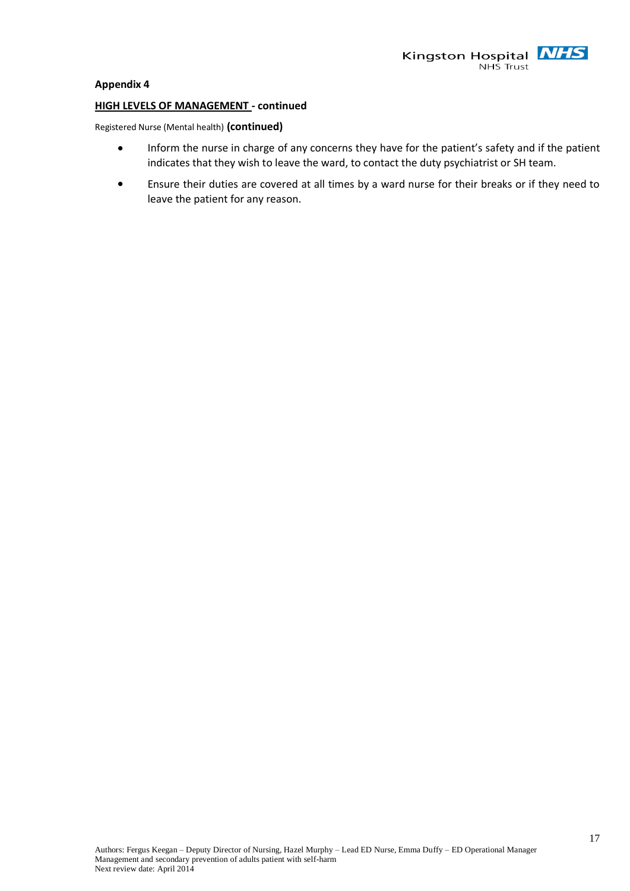**Appendix 4**

**HIGH LEVELS OF MANAGEMENT - continued**

Registered Nurse (Mental health) **(continued)**

- Inform the nurse in charge of any concerns they have for the patient's safety and if the patient indicates that they wish to leave the ward, to contact the duty psychiatrist or SH team.
- Ensure their duties are covered at all times by a ward nurse for their breaks or if they need to leave the patient for any reason.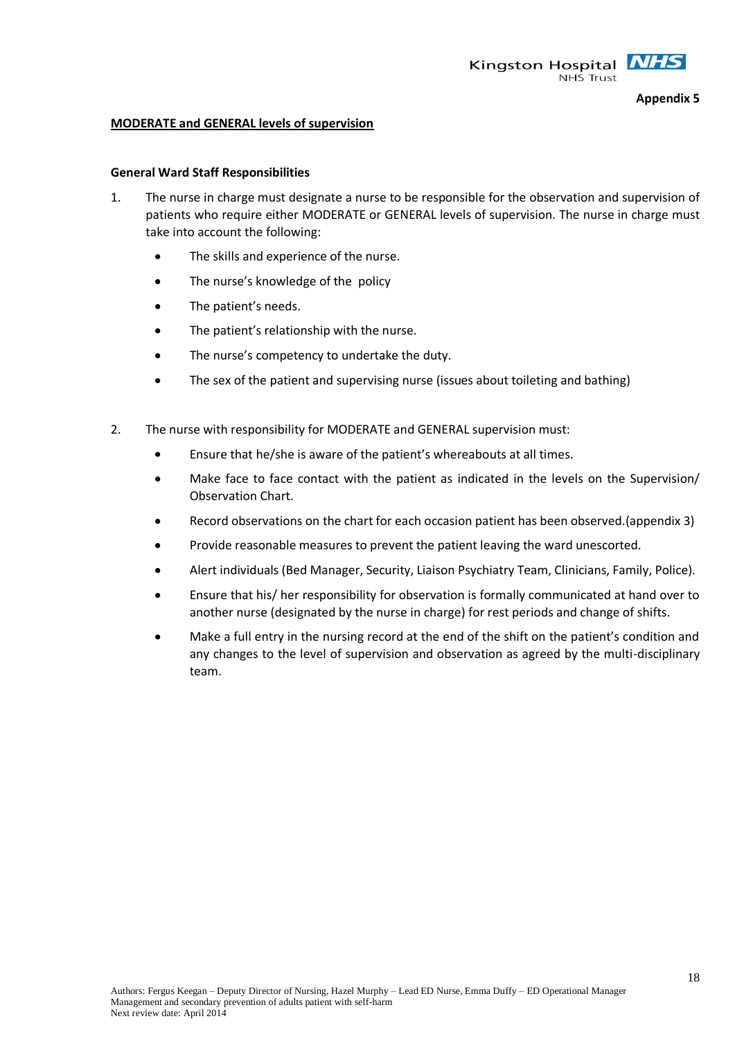Appendix 5

## MODERATE and GENERAL levels of supervision

### General Ward Staff Responsibilities

1. The nurse in charge must designate a nurse to be responsible for the observation and supervision of patients who require either MODERATE or GENERAL levels of supervision. The nurse in charge must take into account the following:
   - The skills and experience of the nurse.
   - The nurse's knowledge of the policy
   - The patient's needs.
   - The patient's relationship with the nurse.
   - The nurse's competency to undertake the duty.
   - The sex of the patient and supervising nurse (issues about toileting and bathing)

2. The nurse with responsibility for MODERATE and GENERAL supervision must:
   - Ensure that he/she is aware of the patient's whereabouts at all times.
   - Make face to face contact with the patient as indicated in the levels on the Supervision/ Observation Chart.
   - Record observations on the chart for each occasion patient has been observed.(appendix 3)
   - Provide reasonable measures to prevent the patient leaving the ward unescorted.
   - Alert individuals (Bed Manager, Security, Liaison Psychiatry Team, Clinicians, Family, Police).
   - Ensure that his/ her responsibility for observation is formally communicated at hand over to another nurse (designated by the nurse in charge) for rest periods and change of shifts.
   - Make a full entry in the nursing record at the end of the shift on the patient's condition and any changes to the level of supervision and observation as agreed by the multi-disciplinary team.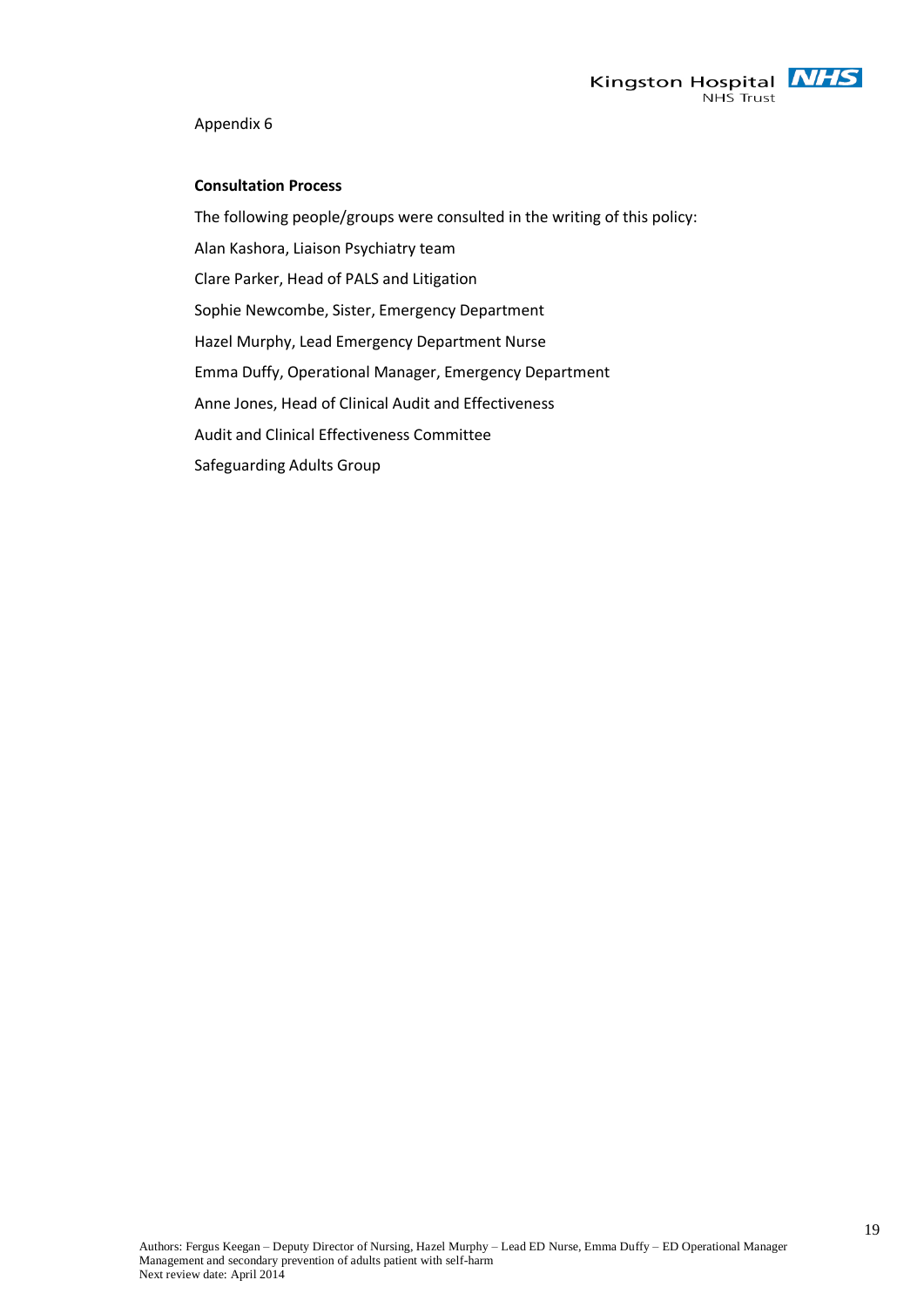Appendix 6

**Consultation Process**

The following people/groups were consulted in the writing of this policy:

Alan Kashora, Liaison Psychiatry team

Clare Parker, Head of PALS and Litigation

Sophie Newcombe, Sister, Emergency Department

Hazel Murphy, Lead Emergency Department Nurse

Emma Duffy, Operational Manager, Emergency Department

Anne Jones, Head of Clinical Audit and Effectiveness

Audit and Clinical Effectiveness Committee

Safeguarding Adults Group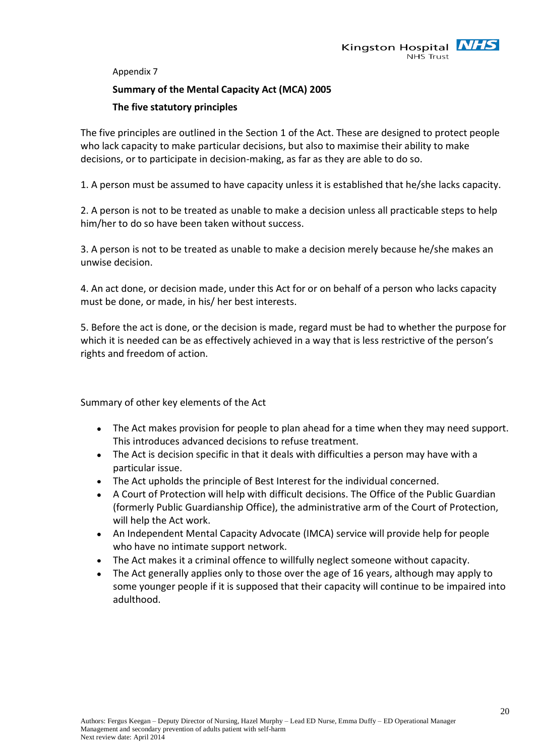Appendix 7

**Summary of the Mental Capacity Act (MCA) 2005**

**The five statutory principles**

The five principles are outlined in the Section 1 of the Act. These are designed to protect people who lack capacity to make particular decisions, but also to maximise their ability to make decisions, or to participate in decision-making, as far as they are able to do so.

1. A person must be assumed to have capacity unless it is established that he/she lacks capacity.

2. A person is not to be treated as unable to make a decision unless all practicable steps to help him/her to do so have been taken without success.

3. A person is not to be treated as unable to make a decision merely because he/she makes an unwise decision.

4. An act done, or decision made, under this Act for or on behalf of a person who lacks capacity must be done, or made, in his/ her best interests.

5. Before the act is done, or the decision is made, regard must be had to whether the purpose for which it is needed can be as effectively achieved in a way that is less restrictive of the person's rights and freedom of action.

Summary of other key elements of the Act

- The Act makes provision for people to plan ahead for a time when they may need support. This introduces advanced decisions to refuse treatment.
- The Act is decision specific in that it deals with difficulties a person may have with a particular issue.
- The Act upholds the principle of Best Interest for the individual concerned.
- A Court of Protection will help with difficult decisions. The Office of the Public Guardian (formerly Public Guardianship Office), the administrative arm of the Court of Protection, will help the Act work.
- An Independent Mental Capacity Advocate (IMCA) service will provide help for people who have no intimate support network.
- The Act makes it a criminal offence to willfully neglect someone without capacity.
- The Act generally applies only to those over the age of 16 years, although may apply to some younger people if it is supposed that their capacity will continue to be impaired into adulthood.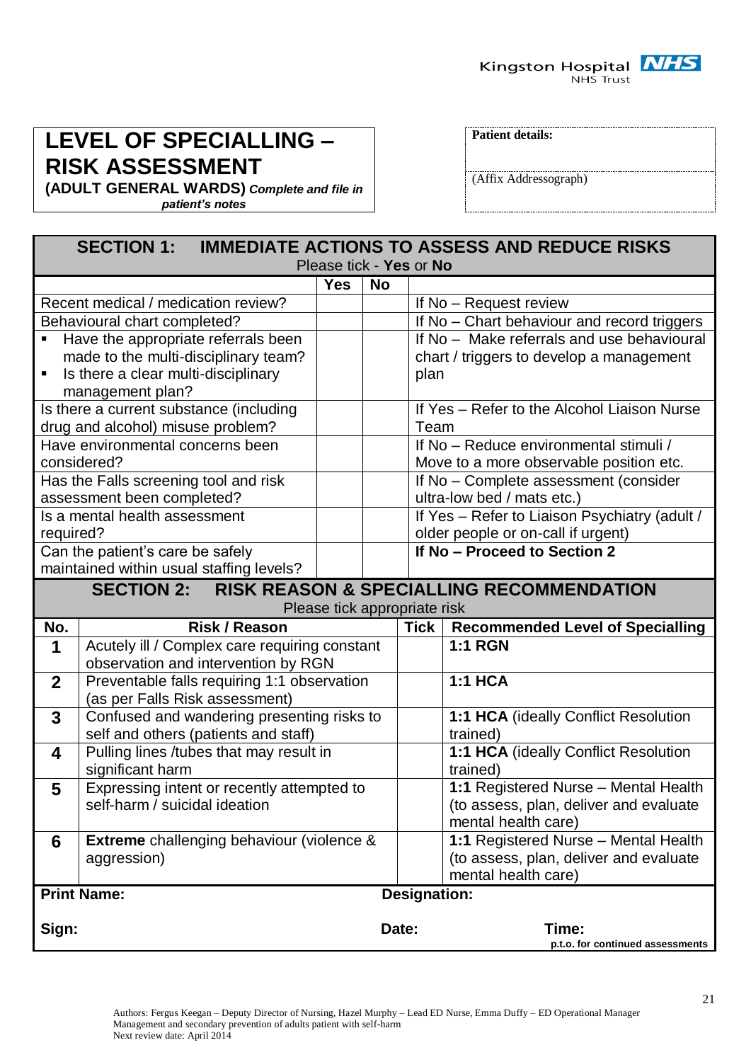Kingston Hospital NHS Trust

# LEVEL OF SPECIALLING – RISK ASSESSMENT

**(ADULT GENERAL WARDS)** ***Complete and file in patient's notes***

**Patient details:**

(Affix Addressograph)

## SECTION 1: IMMEDIATE ACTIONS TO ASSESS AND REDUCE RISKS

Please tick - **Yes** or **No**

| | **Yes** | **No** | |
|---|---|---|---|
| Recent medical / medication review? | | | If No – Request review |
| Behavioural chart completed? | | | If No – Chart behaviour and record triggers |
| ▪ Have the appropriate referrals been made to the multi-disciplinary team? ▪ Is there a clear multi-disciplinary management plan? | | | If No – Make referrals and use behavioural chart / triggers to develop a management plan |
| Is there a current substance (including drug and alcohol) misuse problem? | | | If Yes – Refer to the Alcohol Liaison Nurse Team |
| Have environmental concerns been considered? | | | If No – Reduce environmental stimuli / Move to a more observable position etc. |
| Has the Falls screening tool and risk assessment been completed? | | | If No – Complete assessment (consider ultra-low bed / mats etc.) |
| Is a mental health assessment required? | | | If Yes – Refer to Liaison Psychiatry (adult / older people or on-call if urgent) |
| Can the patient's care be safely maintained within usual staffing levels? | | | **If No – Proceed to Section 2** |

## SECTION 2: RISK REASON & SPECIALLING RECOMMENDATION

Please tick appropriate risk

| **No.** | **Risk / Reason** | **Tick** | **Recommended Level of Specialling** |
|---|---|---|---|
| **1** | Acutely ill / Complex care requiring constant observation and intervention by RGN | | **1:1 RGN** |
| **2** | Preventable falls requiring 1:1 observation (as per Falls Risk assessment) | | **1:1 HCA** |
| **3** | Confused and wandering presenting risks to self and others (patients and staff) | | **1:1 HCA** (ideally Conflict Resolution trained) |
| **4** | Pulling lines /tubes that may result in significant harm | | **1:1 HCA** (ideally Conflict Resolution trained) |
| **5** | Expressing intent or recently attempted to self-harm / suicidal ideation | | **1:1** Registered Nurse – Mental Health (to assess, plan, deliver and evaluate mental health care) |
| **6** | **Extreme** challenging behaviour (violence & aggression) | | **1:1** Registered Nurse – Mental Health (to assess, plan, deliver and evaluate mental health care) |

**Print Name:** **Designation:**

**Sign:** **Date:** **Time:**

**p.t.o. for continued assessments**

Authors: Fergus Keegan – Deputy Director of Nursing, Hazel Murphy – Lead ED Nurse, Emma Duffy – ED Operational Manager
Management and secondary prevention of adults patient with self-harm
Next review date: April 2014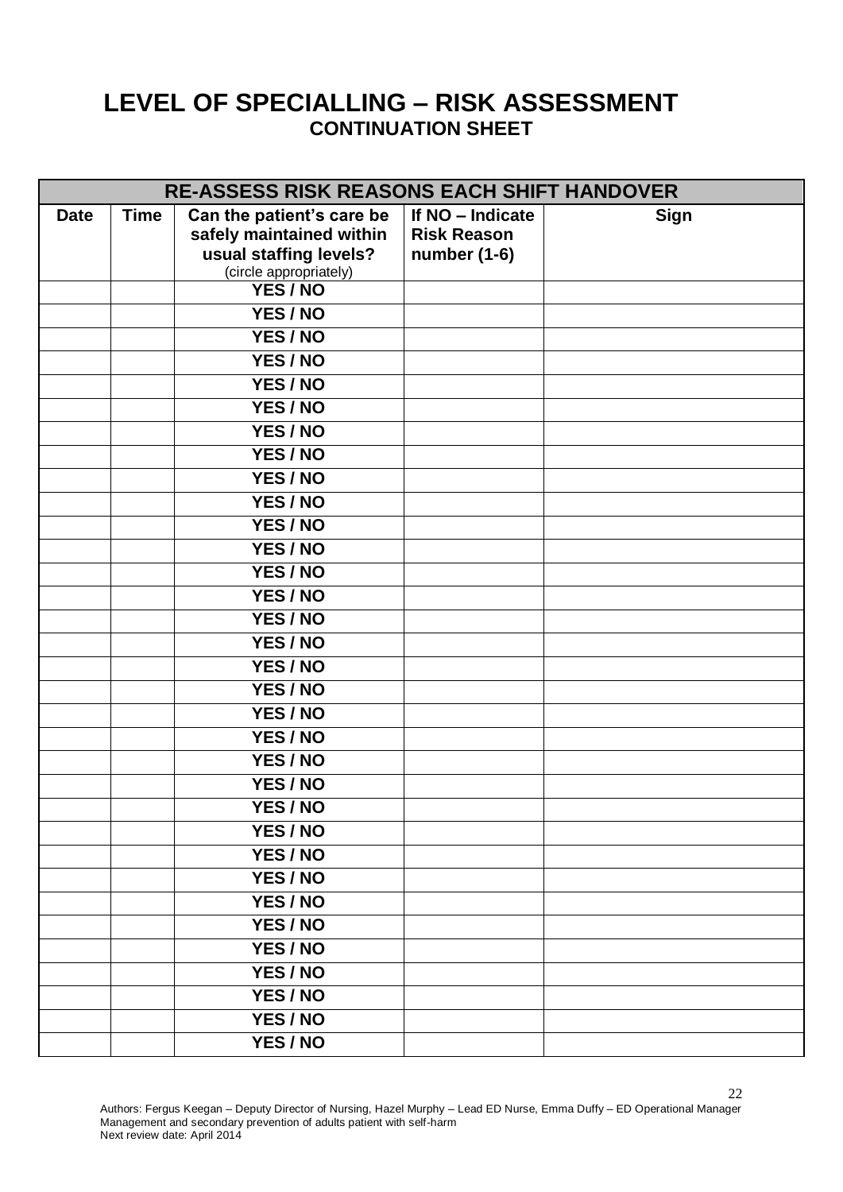# LEVEL OF SPECIALLING – RISK ASSESSMENT

## CONTINUATION SHEET

| RE-ASSESS RISK REASONS EACH SHIFT HANDOVER | | | | |
|---|---|---|---|---|
| **Date** | **Time** | **Can the patient's care be safely maintained within usual staffing levels?** (circle appropriately) | **If NO – Indicate Risk Reason number (1-6)** | **Sign** |
| | | **YES / NO** | | |
| | | **YES / NO** | | |
| | | **YES / NO** | | |
| | | **YES / NO** | | |
| | | **YES / NO** | | |
| | | **YES / NO** | | |
| | | **YES / NO** | | |
| | | **YES / NO** | | |
| | | **YES / NO** | | |
| | | **YES / NO** | | |
| | | **YES / NO** | | |
| | | **YES / NO** | | |
| | | **YES / NO** | | |
| | | **YES / NO** | | |
| | | **YES / NO** | | |
| | | **YES / NO** | | |
| | | **YES / NO** | | |
| | | **YES / NO** | | |
| | | **YES / NO** | | |
| | | **YES / NO** | | |
| | | **YES / NO** | | |
| | | **YES / NO** | | |
| | | **YES / NO** | | |
| | | **YES / NO** | | |
| | | **YES / NO** | | |
| | | **YES / NO** | | |
| | | **YES / NO** | | |
| | | **YES / NO** | | |
| | | **YES / NO** | | |
| | | **YES / NO** | | |
| | | **YES / NO** | | |
| | | **YES / NO** | | |
| | | **YES / NO** | | |